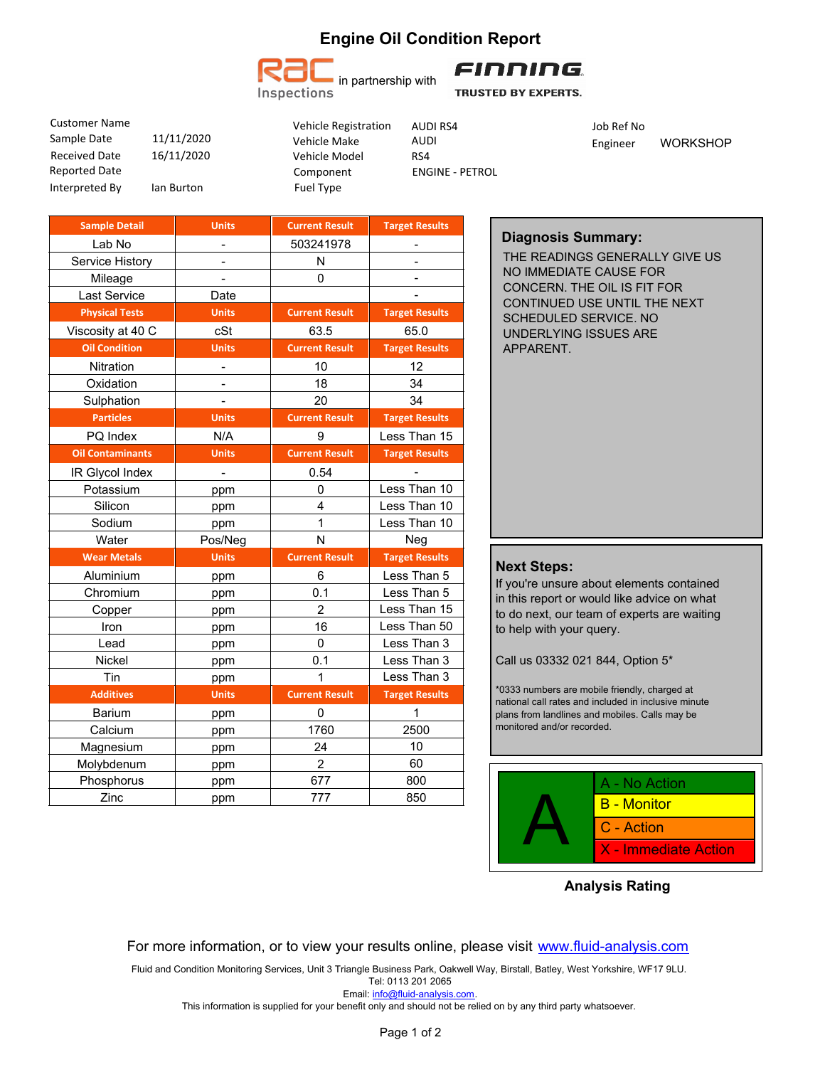# Engine Oil Condition Report

RAC Inspections in partnership with FINNING TRUSTED BY EXPERTS.

| | | | | | |
|---|---|---|---|---|---|
| Customer Name | | Vehicle Registration | AUDI RS4 | Job Ref No | |
| Sample Date | 11/11/2020 | Vehicle Make | AUDI | Engineer | WORKSHOP |
| Received Date | 16/11/2020 | Vehicle Model | RS4 | | |
| Reported Date | | Component | ENGINE - PETROL | | |
| Interpreted By | Ian Burton | Fuel Type | | | |

| Sample Detail | Units | Current Result | Target Results |
|---|---|---|---|
| Lab No | - | 503241978 | - |
| Service History | - | N | - |
| Mileage | - | 0 | - |
| Last Service | Date | | - |
| **Physical Tests** | **Units** | **Current Result** | **Target Results** |
| Viscosity at 40 C | cSt | 63.5 | 65.0 |
| **Oil Condition** | **Units** | **Current Result** | **Target Results** |
| Nitration | - | 10 | 12 |
| Oxidation | - | 18 | 34 |
| Sulphation | - | 20 | 34 |
| **Particles** | **Units** | **Current Result** | **Target Results** |
| PQ Index | N/A | 9 | Less Than 15 |
| **Oil Contaminants** | **Units** | **Current Result** | **Target Results** |
| IR Glycol Index | - | 0.54 | - |
| Potassium | ppm | 0 | Less Than 10 |
| Silicon | ppm | 4 | Less Than 10 |
| Sodium | ppm | 1 | Less Than 10 |
| Water | Pos/Neg | N | Neg |
| **Wear Metals** | **Units** | **Current Result** | **Target Results** |
| Aluminium | ppm | 6 | Less Than 5 |
| Chromium | ppm | 0.1 | Less Than 5 |
| Copper | ppm | 2 | Less Than 15 |
| Iron | ppm | 16 | Less Than 50 |
| Lead | ppm | 0 | Less Than 3 |
| Nickel | ppm | 0.1 | Less Than 3 |
| Tin | ppm | 1 | Less Than 3 |
| **Additives** | **Units** | **Current Result** | **Target Results** |
| Barium | ppm | 0 | 1 |
| Calcium | ppm | 1760 | 2500 |
| Magnesium | ppm | 24 | 10 |
| Molybdenum | ppm | 2 | 60 |
| Phosphorus | ppm | 677 | 800 |
| Zinc | ppm | 777 | 850 |

## Diagnosis Summary:

THE READINGS GENERALLY GIVE US NO IMMEDIATE CAUSE FOR CONCERN. THE OIL IS FIT FOR CONTINUED USE UNTIL THE NEXT SCHEDULED SERVICE. NO UNDERLYING ISSUES ARE APPARENT.

## Next Steps:

If you're unsure about elements contained in this report or would like advice on what to do next, our team of experts are waiting to help with your query.

Call us 03332 021 844, Option 5*

*0333 numbers are mobile friendly, charged at national call rates and included in inclusive minute plans from landlines and mobiles. Calls may be monitored and/or recorded.

**A**

- A - No Action
- B - Monitor
- C - Action
- X - Immediate Action

**Analysis Rating**

For more information, or to view your results online, please visit www.fluid-analysis.com

Fluid and Condition Monitoring Services, Unit 3 Triangle Business Park, Oakwell Way, Birstall, Batley, West Yorkshire, WF17 9LU.
Tel: 0113 201 2065
Email: info@fluid-analysis.com.
This information is supplied for your benefit only and should not be relied on by any third party whatsoever.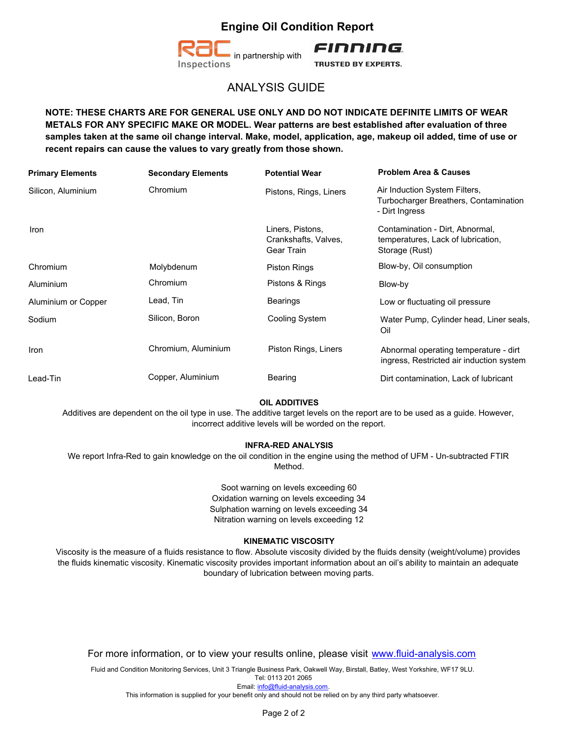# Engine Oil Condition Report

RAC Inspections in partnership with FINNING TRUSTED BY EXPERTS.

## ANALYSIS GUIDE

**NOTE: THESE CHARTS ARE FOR GENERAL USE ONLY AND DO NOT INDICATE DEFINITE LIMITS OF WEAR METALS FOR ANY SPECIFIC MAKE OR MODEL. Wear patterns are best established after evaluation of three samples taken at the same oil change interval. Make, model, application, age, makeup oil added, time of use or recent repairs can cause the values to vary greatly from those shown.**

| Primary Elements | Secondary Elements | Potential Wear | Problem Area & Causes |
|---|---|---|---|
| Silicon, Aluminium | Chromium | Pistons, Rings, Liners | Air Induction System Filters, Turbocharger Breathers, Contamination - Dirt Ingress |
| Iron | | Liners, Pistons, Crankshafts, Valves, Gear Train | Contamination - Dirt, Abnormal, temperatures, Lack of lubrication, Storage (Rust) |
| Chromium | Molybdenum | Piston Rings | Blow-by, Oil consumption |
| Aluminium | Chromium | Pistons & Rings | Blow-by |
| Aluminium or Copper | Lead, Tin | Bearings | Low or fluctuating oil pressure |
| Sodium | Silicon, Boron | Cooling System | Water Pump, Cylinder head, Liner seals, Oil |
| Iron | Chromium, Aluminium | Piston Rings, Liners | Abnormal operating temperature - dirt ingress, Restricted air induction system |
| Lead-Tin | Copper, Aluminium | Bearing | Dirt contamination, Lack of lubricant |

### OIL ADDITIVES

Additives are dependent on the oil type in use. The additive target levels on the report are to be used as a guide. However, incorrect additive levels will be worded on the report.

### INFRA-RED ANALYSIS

We report Infra-Red to gain knowledge on the oil condition in the engine using the method of UFM - Un-subtracted FTIR Method.

Soot warning on levels exceeding 60
Oxidation warning on levels exceeding 34
Sulphation warning on levels exceeding 34
Nitration warning on levels exceeding 12

### KINEMATIC VISCOSITY

Viscosity is the measure of a fluids resistance to flow. Absolute viscosity divided by the fluids density (weight/volume) provides the fluids kinematic viscosity. Kinematic viscosity provides important information about an oil's ability to maintain an adequate boundary of lubrication between moving parts.

For more information, or to view your results online, please visit www.fluid-analysis.com

Fluid and Condition Monitoring Services, Unit 3 Triangle Business Park, Oakwell Way, Birstall, Batley, West Yorkshire, WF17 9LU.
Tel: 0113 201 2065
Email: info@fluid-analysis.com.
This information is supplied for your benefit only and should not be relied on by any third party whatsoever.